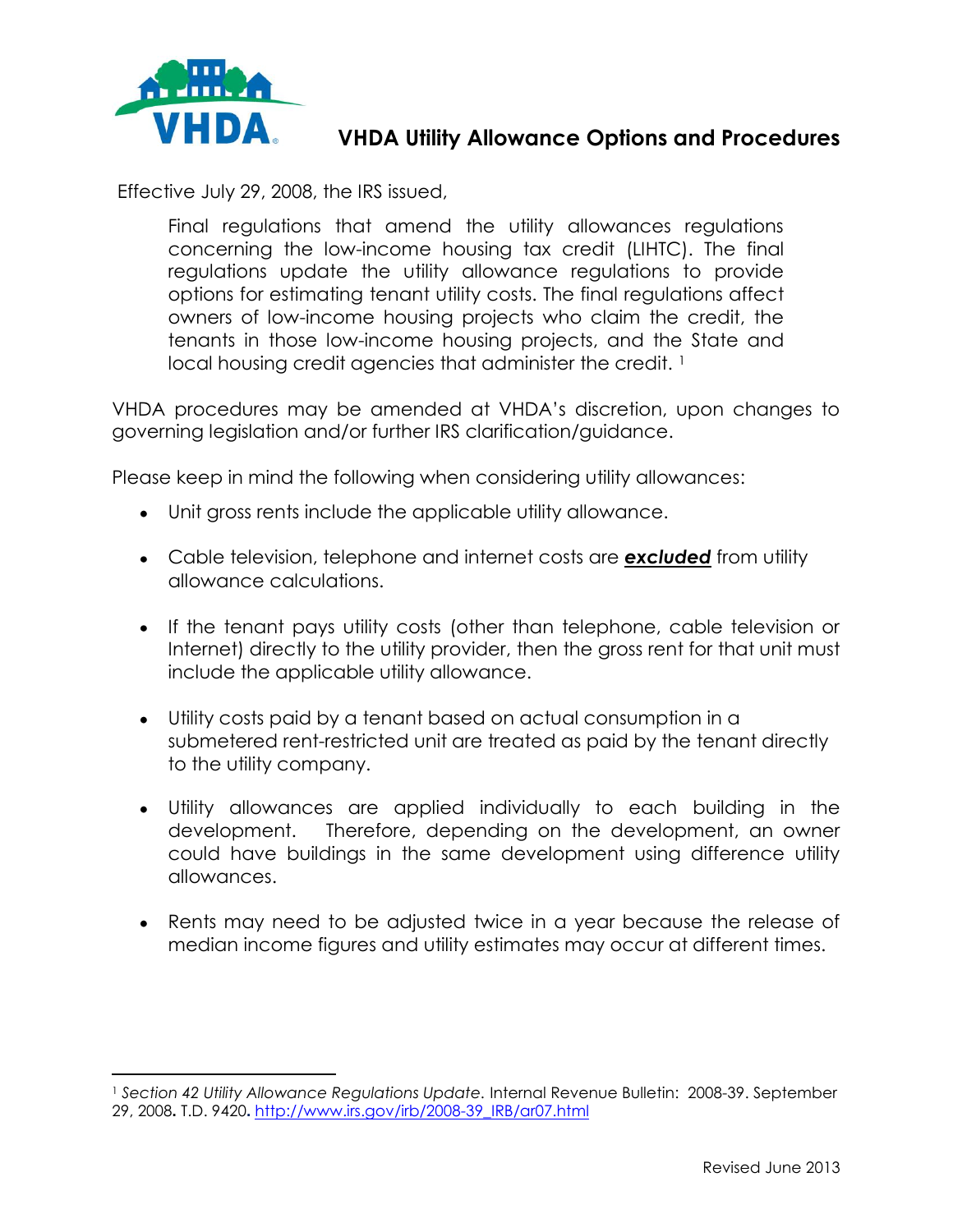# VHDA Utility Allowance Options and Procedures

Effective July 29, 2008, the IRS issued,

> Final regulations that amend the utility allowances regulations concerning the low-income housing tax credit (LIHTC). The final regulations update the utility allowance regulations to provide options for estimating tenant utility costs. The final regulations affect owners of low-income housing projects who claim the credit, the tenants in those low-income housing projects, and the State and local housing credit agencies that administer the credit. [1]

VHDA procedures may be amended at VHDA's discretion, upon changes to governing legislation and/or further IRS clarification/guidance.

Please keep in mind the following when considering utility allowances:

- Unit gross rents include the applicable utility allowance.
- Cable television, telephone and internet costs are ***excluded*** from utility allowance calculations.
- If the tenant pays utility costs (other than telephone, cable television or Internet) directly to the utility provider, then the gross rent for that unit must include the applicable utility allowance.
- Utility costs paid by a tenant based on actual consumption in a submetered rent-restricted unit are treated as paid by the tenant directly to the utility company.
- Utility allowances are applied individually to each building in the development. Therefore, depending on the development, an owner could have buildings in the same development using difference utility allowances.
- Rents may need to be adjusted twice in a year because the release of median income figures and utility estimates may occur at different times.

---

[1] *Section 42 Utility Allowance Regulations Update*. Internal Revenue Bulletin: 2008-39. September 29, 2008. T.D. 9420. http://www.irs.gov/irb/2008-39_IRB/ar07.html

Revised June 2013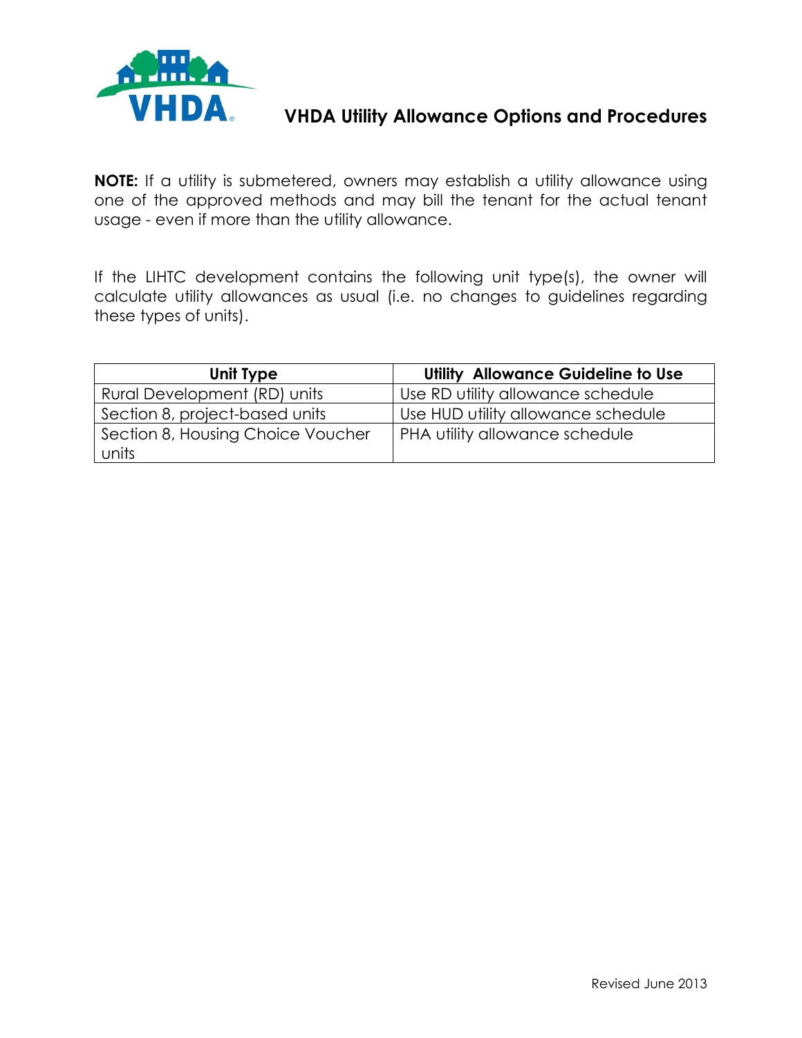# VHDA Utility Allowance Options and Procedures

**NOTE:** If a utility is submetered, owners may establish a utility allowance using one of the approved methods and may bill the tenant for the actual tenant usage - even if more than the utility allowance.

If the LIHTC development contains the following unit type(s), the owner will calculate utility allowances as usual (i.e. no changes to guidelines regarding these types of units).

| Unit Type | Utility Allowance Guideline to Use |
| --- | --- |
| Rural Development (RD) units | Use RD utility allowance schedule |
| Section 8, project-based units | Use HUD utility allowance schedule |
| Section 8, Housing Choice Voucher units | PHA utility allowance schedule |

Revised June 2013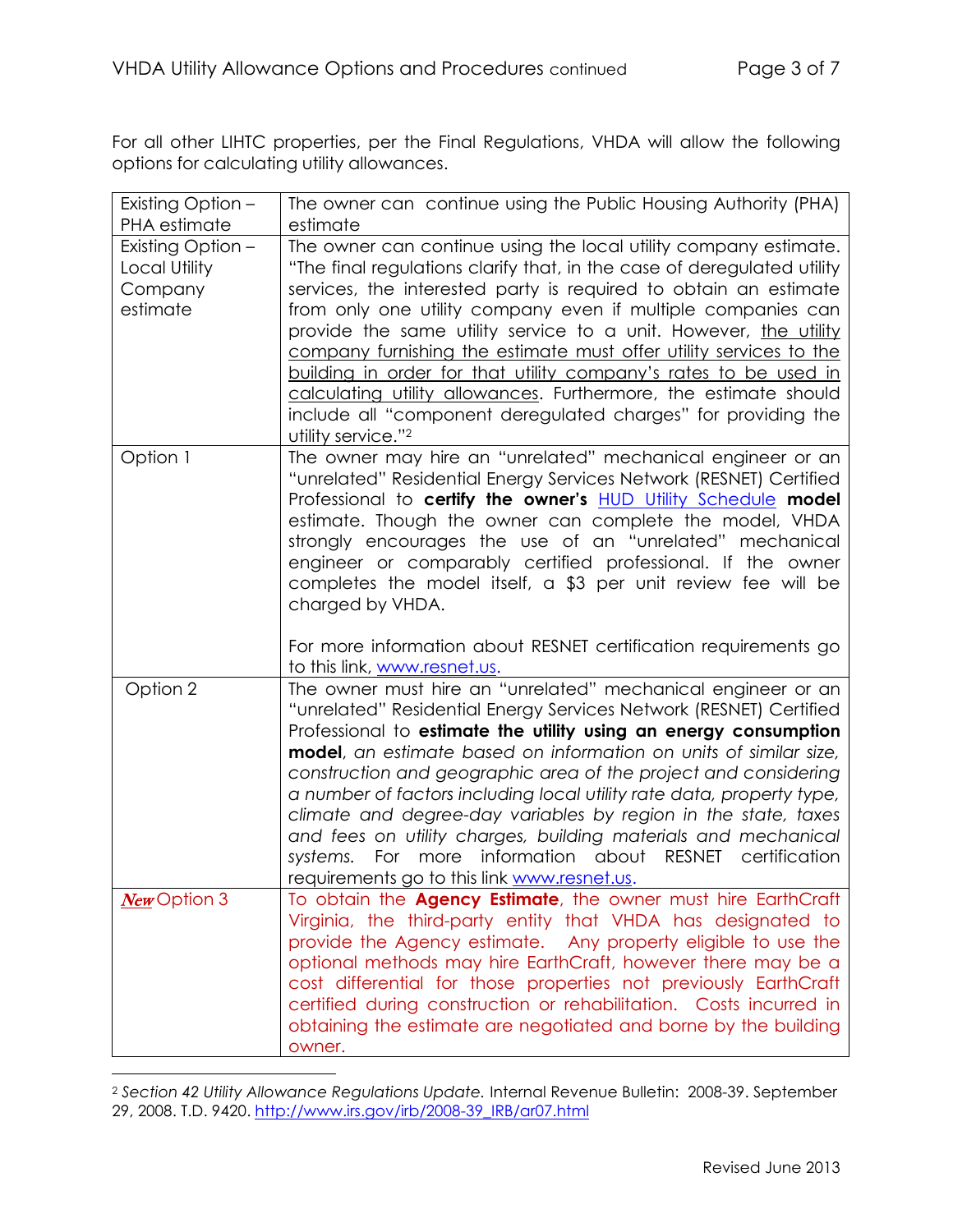For all other LIHTC properties, per the Final Regulations, VHDA will allow the following options for calculating utility allowances.

| | |
|---|---|
| Existing Option – PHA estimate | The owner can continue using the Public Housing Authority (PHA) estimate |
| Existing Option – Local Utility Company estimate | The owner can continue using the local utility company estimate. "The final regulations clarify that, in the case of deregulated utility services, the interested party is required to obtain an estimate from only one utility company even if multiple companies can provide the same utility service to a unit. However, the utility company furnishing the estimate must offer utility services to the building in order for that utility company's rates to be used in calculating utility allowances. Furthermore, the estimate should include all "component deregulated charges" for providing the utility service."[2] |
| Option 1 | The owner may hire an "unrelated" mechanical engineer or an "unrelated" Residential Energy Services Network (RESNET) Certified Professional to **certify the owner's** HUD Utility Schedule **model** estimate. Though the owner can complete the model, VHDA strongly encourages the use of an "unrelated" mechanical engineer or comparably certified professional. If the owner completes the model itself, a $3 per unit review fee will be charged by VHDA.<br><br>For more information about RESNET certification requirements go to this link, www.resnet.us. |
| Option 2 | The owner must hire an "unrelated" mechanical engineer or an "unrelated" Residential Energy Services Network (RESNET) Certified Professional to **estimate the utility using an energy consumption model**, *an estimate based on information on units of similar size, construction and geographic area of the project and considering a number of factors including local utility rate data, property type, climate and degree-day variables by region in the state, taxes and fees on utility charges, building materials and mechanical systems.* For more information about RESNET certification requirements go to this link www.resnet.us. |
| ***New*** Option 3 | To obtain the **Agency Estimate**, the owner must hire EarthCraft Virginia, the third-party entity that VHDA has designated to provide the Agency estimate. Any property eligible to use the optional methods may hire EarthCraft, however there may be a cost differential for those properties not previously EarthCraft certified during construction or rehabilitation. Costs incurred in obtaining the estimate are negotiated and borne by the building owner. |

[2] *Section 42 Utility Allowance Regulations Update.* Internal Revenue Bulletin: 2008-39. September 29, 2008. T.D. 9420. http://www.irs.gov/irb/2008-39_IRB/ar07.html

Revised June 2013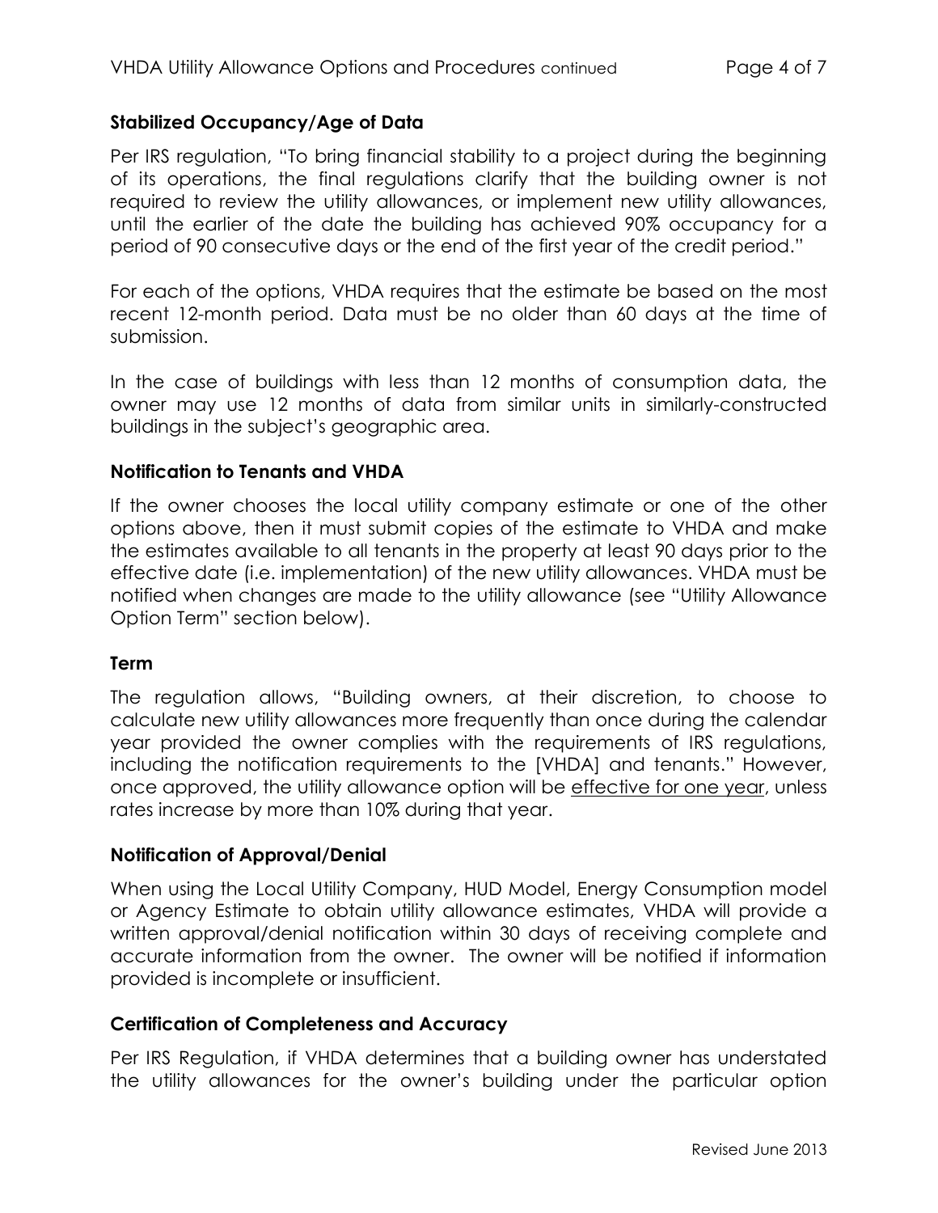### Stabilized Occupancy/Age of Data

Per IRS regulation, "To bring financial stability to a project during the beginning of its operations, the final regulations clarify that the building owner is not required to review the utility allowances, or implement new utility allowances, until the earlier of the date the building has achieved 90% occupancy for a period of 90 consecutive days or the end of the first year of the credit period."

For each of the options, VHDA requires that the estimate be based on the most recent 12-month period. Data must be no older than 60 days at the time of submission.

In the case of buildings with less than 12 months of consumption data, the owner may use 12 months of data from similar units in similarly-constructed buildings in the subject's geographic area.

### Notification to Tenants and VHDA

If the owner chooses the local utility company estimate or one of the other options above, then it must submit copies of the estimate to VHDA and make the estimates available to all tenants in the property at least 90 days prior to the effective date (i.e. implementation) of the new utility allowances. VHDA must be notified when changes are made to the utility allowance (see "Utility Allowance Option Term" section below).

### Term

The regulation allows, "Building owners, at their discretion, to choose to calculate new utility allowances more frequently than once during the calendar year provided the owner complies with the requirements of IRS regulations, including the notification requirements to the [VHDA] and tenants." However, once approved, the utility allowance option will be <u>effective for one year</u>, unless rates increase by more than 10% during that year.

### Notification of Approval/Denial

When using the Local Utility Company, HUD Model, Energy Consumption model or Agency Estimate to obtain utility allowance estimates, VHDA will provide a written approval/denial notification within 30 days of receiving complete and accurate information from the owner. The owner will be notified if information provided is incomplete or insufficient.

### Certification of Completeness and Accuracy

Per IRS Regulation, if VHDA determines that a building owner has understated the utility allowances for the owner's building under the particular option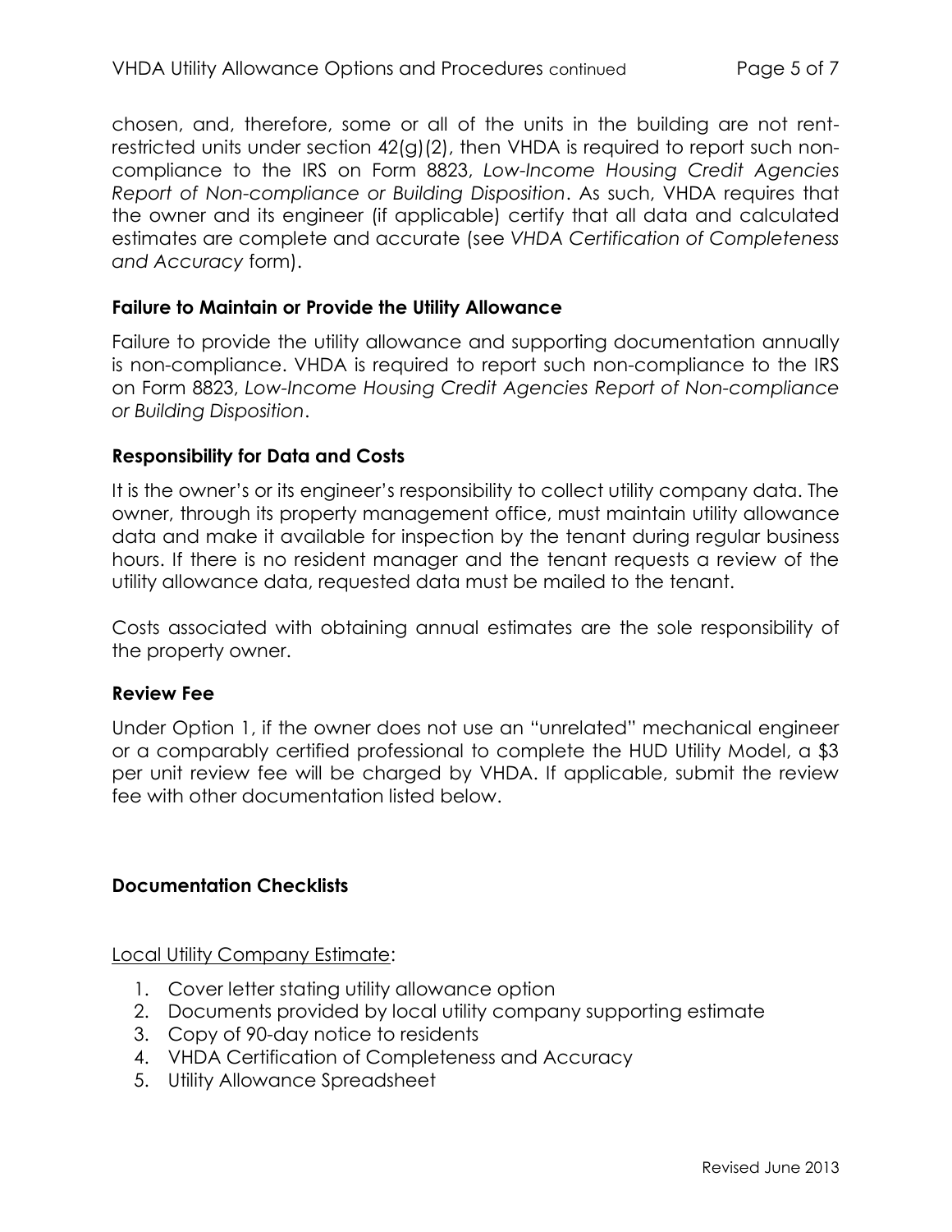chosen, and, therefore, some or all of the units in the building are not rent-restricted units under section 42(g)(2), then VHDA is required to report such non-compliance to the IRS on Form 8823, *Low-Income Housing Credit Agencies Report of Non-compliance or Building Disposition*. As such, VHDA requires that the owner and its engineer (if applicable) certify that all data and calculated estimates are complete and accurate (see *VHDA Certification of Completeness and Accuracy* form).

### Failure to Maintain or Provide the Utility Allowance

Failure to provide the utility allowance and supporting documentation annually is non-compliance. VHDA is required to report such non-compliance to the IRS on Form 8823, *Low-Income Housing Credit Agencies Report of Non-compliance or Building Disposition*.

### Responsibility for Data and Costs

It is the owner's or its engineer's responsibility to collect utility company data. The owner, through its property management office, must maintain utility allowance data and make it available for inspection by the tenant during regular business hours. If there is no resident manager and the tenant requests a review of the utility allowance data, requested data must be mailed to the tenant.

Costs associated with obtaining annual estimates are the sole responsibility of the property owner.

### Review Fee

Under Option 1, if the owner does not use an "unrelated" mechanical engineer or a comparably certified professional to complete the HUD Utility Model, a $3 per unit review fee will be charged by VHDA. If applicable, submit the review fee with other documentation listed below.

### Documentation Checklists

<u>Local Utility Company Estimate</u>:

1. Cover letter stating utility allowance option
2. Documents provided by local utility company supporting estimate
3. Copy of 90-day notice to residents
4. VHDA Certification of Completeness and Accuracy
5. Utility Allowance Spreadsheet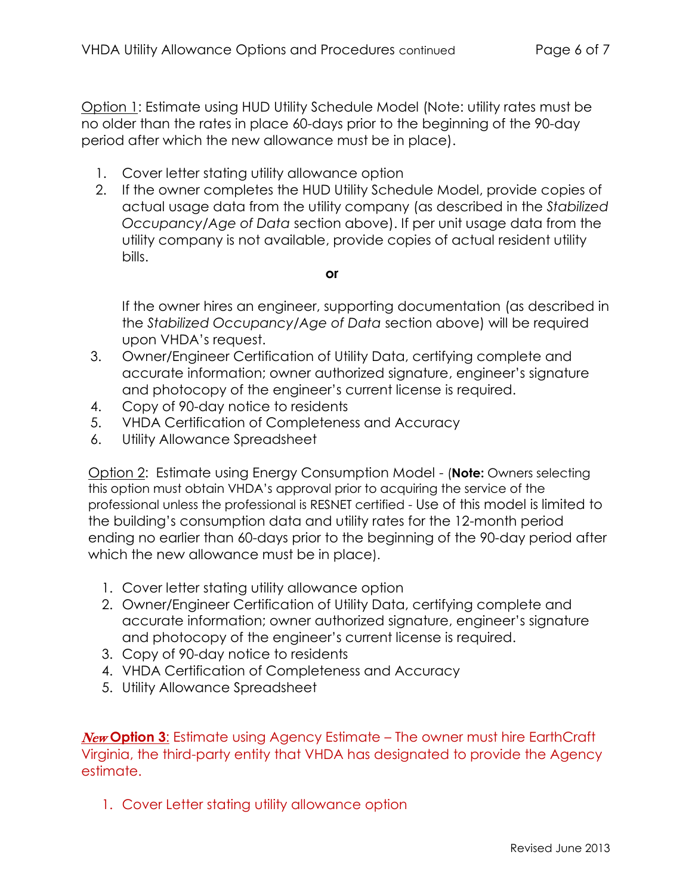Option 1: Estimate using HUD Utility Schedule Model (Note: utility rates must be no older than the rates in place 60-days prior to the beginning of the 90-day period after which the new allowance must be in place).

1. Cover letter stating utility allowance option
2. If the owner completes the HUD Utility Schedule Model, provide copies of actual usage data from the utility company (as described in the *Stabilized Occupancy/Age of Data* section above). If per unit usage data from the utility company is not available, provide copies of actual resident utility bills.

   **or**

   If the owner hires an engineer, supporting documentation (as described in the *Stabilized Occupancy/Age of Data* section above) will be required upon VHDA's request.
3. Owner/Engineer Certification of Utility Data, certifying complete and accurate information; owner authorized signature, engineer's signature and photocopy of the engineer's current license is required.
4. Copy of 90-day notice to residents
5. VHDA Certification of Completeness and Accuracy
6. Utility Allowance Spreadsheet

Option 2: Estimate using Energy Consumption Model - (**Note:** Owners selecting this option must obtain VHDA's approval prior to acquiring the service of the professional unless the professional is RESNET certified - Use of this model is limited to the building's consumption data and utility rates for the 12-month period ending no earlier than 60-days prior to the beginning of the 90-day period after which the new allowance must be in place).

1. Cover letter stating utility allowance option
2. Owner/Engineer Certification of Utility Data, certifying complete and accurate information; owner authorized signature, engineer's signature and photocopy of the engineer's current license is required.
3. Copy of 90-day notice to residents
4. VHDA Certification of Completeness and Accuracy
5. Utility Allowance Spreadsheet

***New* Option 3**: Estimate using Agency Estimate – The owner must hire EarthCraft Virginia, the third-party entity that VHDA has designated to provide the Agency estimate.

1. Cover Letter stating utility allowance option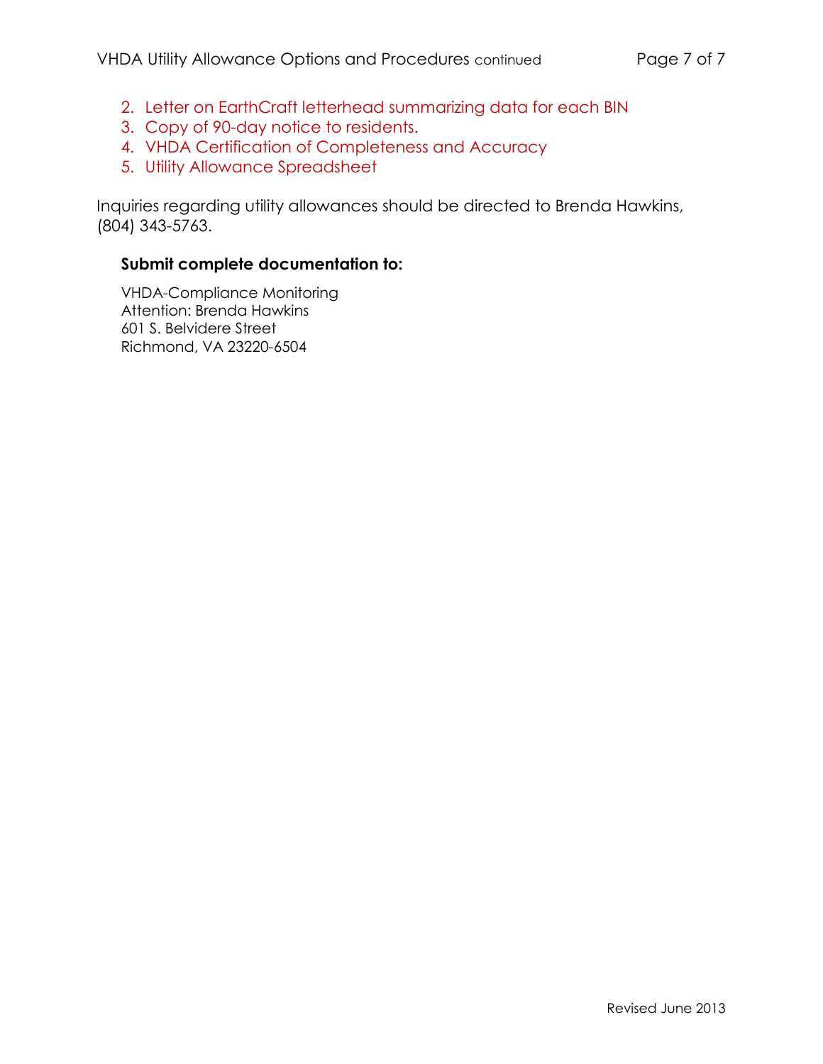2. Letter on EarthCraft letterhead summarizing data for each BIN
3. Copy of 90-day notice to residents.
4. VHDA Certification of Completeness and Accuracy
5. Utility Allowance Spreadsheet

Inquiries regarding utility allowances should be directed to Brenda Hawkins, (804) 343-5763.

**Submit complete documentation to:**

VHDA-Compliance Monitoring
Attention: Brenda Hawkins
601 S. Belvidere Street
Richmond, VA 23220-6504

Revised June 2013